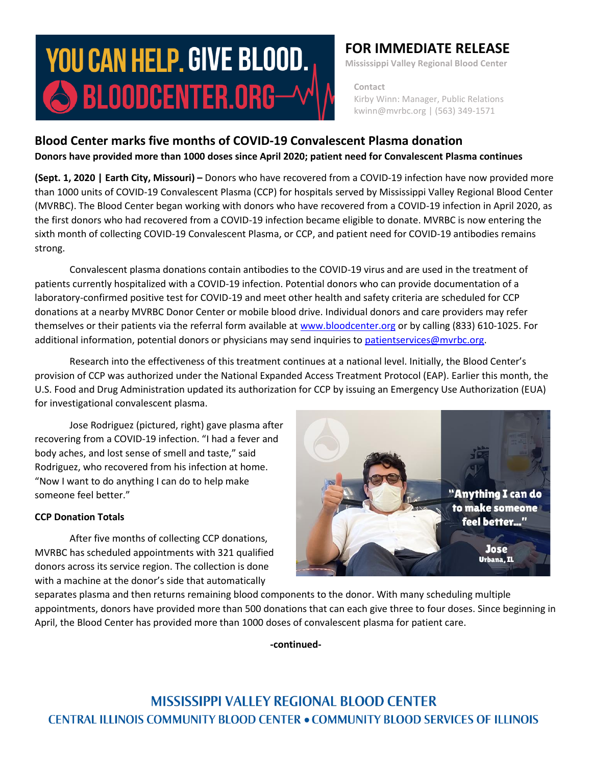YOU CAN HELP. GIVE BLOOD. BLOODCENTER.ORG

## FOR IMMEDIATE RELEASE

Mississippi Valley Regional Blood Center

**Contact**
Kirby Winn: Manager, Public Relations
kwinn@mvrbc.org | (563) 349-1571

# Blood Center marks five months of COVID-19 Convalescent Plasma donation

**Donors have provided more than 1000 doses since April 2020; patient need for Convalescent Plasma continues**

**(Sept. 1, 2020 | Earth City, Missouri) –** Donors who have recovered from a COVID-19 infection have now provided more than 1000 units of COVID-19 Convalescent Plasma (CCP) for hospitals served by Mississippi Valley Regional Blood Center (MVRBC). The Blood Center began working with donors who have recovered from a COVID-19 infection in April 2020, as the first donors who had recovered from a COVID-19 infection became eligible to donate. MVRBC is now entering the sixth month of collecting COVID-19 Convalescent Plasma, or CCP, and patient need for COVID-19 antibodies remains strong.

Convalescent plasma donations contain antibodies to the COVID-19 virus and are used in the treatment of patients currently hospitalized with a COVID-19 infection. Potential donors who can provide documentation of a laboratory-confirmed positive test for COVID-19 and meet other health and safety criteria are scheduled for CCP donations at a nearby MVRBC Donor Center or mobile blood drive. Individual donors and care providers may refer themselves or their patients via the referral form available at www.bloodcenter.org or by calling (833) 610-1025. For additional information, potential donors or physicians may send inquiries to patientservices@mvrbc.org.

Research into the effectiveness of this treatment continues at a national level. Initially, the Blood Center's provision of CCP was authorized under the National Expanded Access Treatment Protocol (EAP). Earlier this month, the U.S. Food and Drug Administration updated its authorization for CCP by issuing an Emergency Use Authorization (EUA) for investigational convalescent plasma.

Jose Rodriguez (pictured, right) gave plasma after recovering from a COVID-19 infection. "I had a fever and body aches, and lost sense of smell and taste," said Rodriguez, who recovered from his infection at home. "Now I want to do anything I can do to help make someone feel better."

"Anything I can do to make someone feel better..." Jose, Urbana, IL

**CCP Donation Totals**

After five months of collecting CCP donations, MVRBC has scheduled appointments with 321 qualified donors across its service region. The collection is done with a machine at the donor's side that automatically separates plasma and then returns remaining blood components to the donor. With many scheduling multiple appointments, donors have provided more than 500 donations that can each give three to four doses. Since beginning in April, the Blood Center has provided more than 1000 doses of convalescent plasma for patient care.

**-continued-**

MISSISSIPPI VALLEY REGIONAL BLOOD CENTER
CENTRAL ILLINOIS COMMUNITY BLOOD CENTER • COMMUNITY BLOOD SERVICES OF ILLINOIS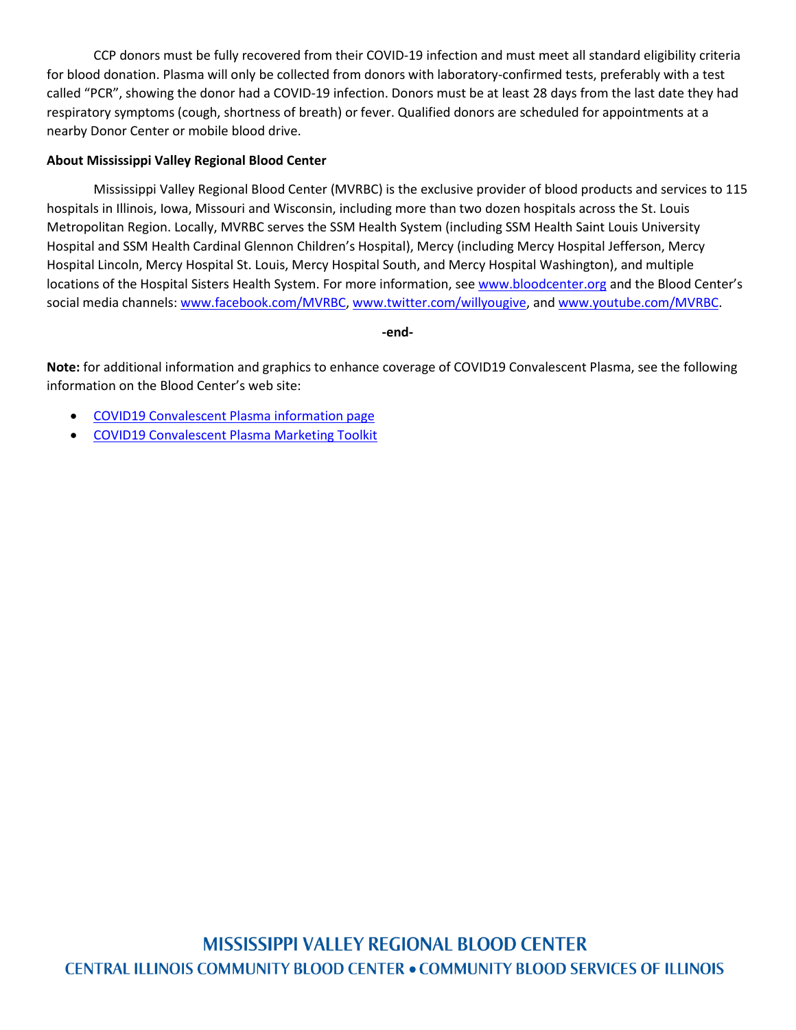CCP donors must be fully recovered from their COVID-19 infection and must meet all standard eligibility criteria for blood donation. Plasma will only be collected from donors with laboratory-confirmed tests, preferably with a test called "PCR", showing the donor had a COVID-19 infection. Donors must be at least 28 days from the last date they had respiratory symptoms (cough, shortness of breath) or fever. Qualified donors are scheduled for appointments at a nearby Donor Center or mobile blood drive.

**About Mississippi Valley Regional Blood Center**

Mississippi Valley Regional Blood Center (MVRBC) is the exclusive provider of blood products and services to 115 hospitals in Illinois, Iowa, Missouri and Wisconsin, including more than two dozen hospitals across the St. Louis Metropolitan Region. Locally, MVRBC serves the SSM Health System (including SSM Health Saint Louis University Hospital and SSM Health Cardinal Glennon Children's Hospital), Mercy (including Mercy Hospital Jefferson, Mercy Hospital Lincoln, Mercy Hospital St. Louis, Mercy Hospital South, and Mercy Hospital Washington), and multiple locations of the Hospital Sisters Health System. For more information, see www.bloodcenter.org and the Blood Center's social media channels: www.facebook.com/MVRBC, www.twitter.com/willyougive, and www.youtube.com/MVRBC.

**-end-**

**Note:** for additional information and graphics to enhance coverage of COVID19 Convalescent Plasma, see the following information on the Blood Center's web site:

- COVID19 Convalescent Plasma information page
- COVID19 Convalescent Plasma Marketing Toolkit

MISSISSIPPI VALLEY REGIONAL BLOOD CENTER
CENTRAL ILLINOIS COMMUNITY BLOOD CENTER • COMMUNITY BLOOD SERVICES OF ILLINOIS